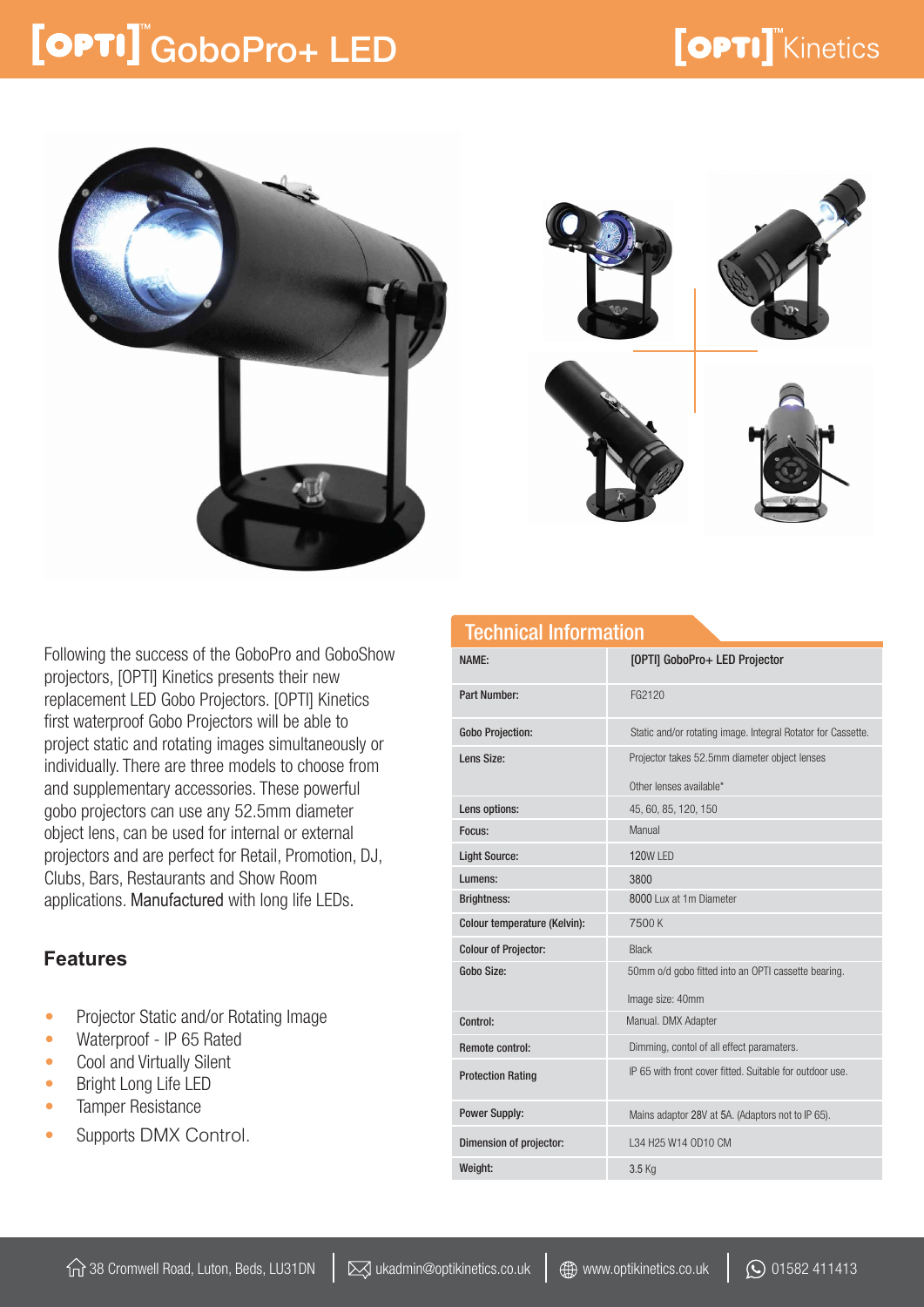# [OPTI]™ GoboPro+ LED

[OPTI]™ Kinetics

Following the success of the GoboPro and GoboShow projectors, [OPTI] Kinetics presents their new replacement LED Gobo Projectors. [OPTI] Kinetics first waterproof Gobo Projectors will be able to project static and rotating images simultaneously or individually. There are three models to choose from and supplementary accessories. These powerful gobo projectors can use any 52.5mm diameter object lens, can be used for internal or external projectors and are perfect for Retail, Promotion, DJ, Clubs, Bars, Restaurants and Show Room applications. Manufactured with long life LEDs.

## Features

- Projector Static and/or Rotating Image
- Waterproof - IP 65 Rated
- Cool and Virtually Silent
- Bright Long Life LED
- Tamper Resistance
- Supports DMX Control.

## Technical Information

| NAME: | [OPTI] GoboPro+ LED Projector |
|---|---|
| Part Number: | FG2120 |
| Gobo Projection: | Static and/or rotating image. Integral Rotator for Cassette. |
| Lens Size: | Projector takes 52.5mm diameter object lenses<br>Other lenses available* |
| Lens options: | 45, 60, 85, 120, 150 |
| Focus: | Manual |
| Light Source: | 120W LED |
| Lumens: | 3800 |
| Brightness: | 8000 Lux at 1m Diameter |
| Colour temperature (Kelvin): | 7500 K |
| Colour of Projector: | Black |
| Gobo Size: | 50mm o/d gobo fitted into an OPTI cassette bearing.<br>Image size: 40mm |
| Control: | Manual. DMX Adapter |
| Remote control: | Dimming, contol of all effect paramaters. |
| Protection Rating | IP 65 with front cover fitted. Suitable for outdoor use. |
| Power Supply: | Mains adaptor 28V at 5A. (Adaptors not to IP 65). |
| Dimension of projector: | L34 H25 W14 OD10 CM |
| Weight: | 3.5 Kg |

38 Cromwell Road, Luton, Beds, LU31DN | ukadmin@optikinetics.co.uk | www.optikinetics.co.uk | 01582 411413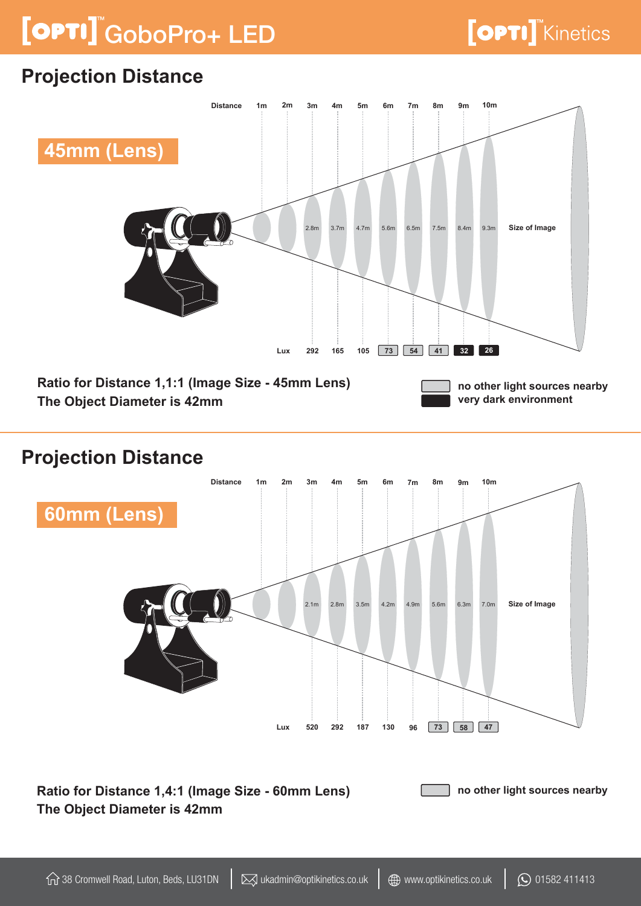# [OPTI] GoboPro+ LED

## Projection Distance

### 45mm (Lens)

| Distance | 1m | 2m | 3m | 4m | 5m | 6m | 7m | 8m | 9m | 10m |
|---|---|---|---|---|---|---|---|---|---|---|
| Size of Image | | | 2.8m | 3.7m | 4.7m | 5.6m | 6.5m | 7.5m | 8.4m | 9.3m |
| Lux | | | 292 | 165 | 105 | 73 | 54 | 41 | 32 | 26 |

**Ratio for Distance 1,1:1 (Image Size - 45mm Lens)**
**The Object Diameter is 42mm**

- no other light sources nearby
- very dark environment

## Projection Distance

### 60mm (Lens)

| Distance | 1m | 2m | 3m | 4m | 5m | 6m | 7m | 8m | 9m | 10m |
|---|---|---|---|---|---|---|---|---|---|---|
| Size of Image | | | 2.1m | 2.8m | 3.5m | 4.2m | 4.9m | 5.6m | 6.3m | 7.0m |
| Lux | | | 520 | 292 | 187 | 130 | 96 | 73 | 58 | 47 |

**Ratio for Distance 1,4:1 (Image Size - 60mm Lens)**
**The Object Diameter is 42mm**

- no other light sources nearby

38 Cromwell Road, Luton, Beds, LU31DN | ukadmin@optikinetics.co.uk | www.optikinetics.co.uk | 01582 411413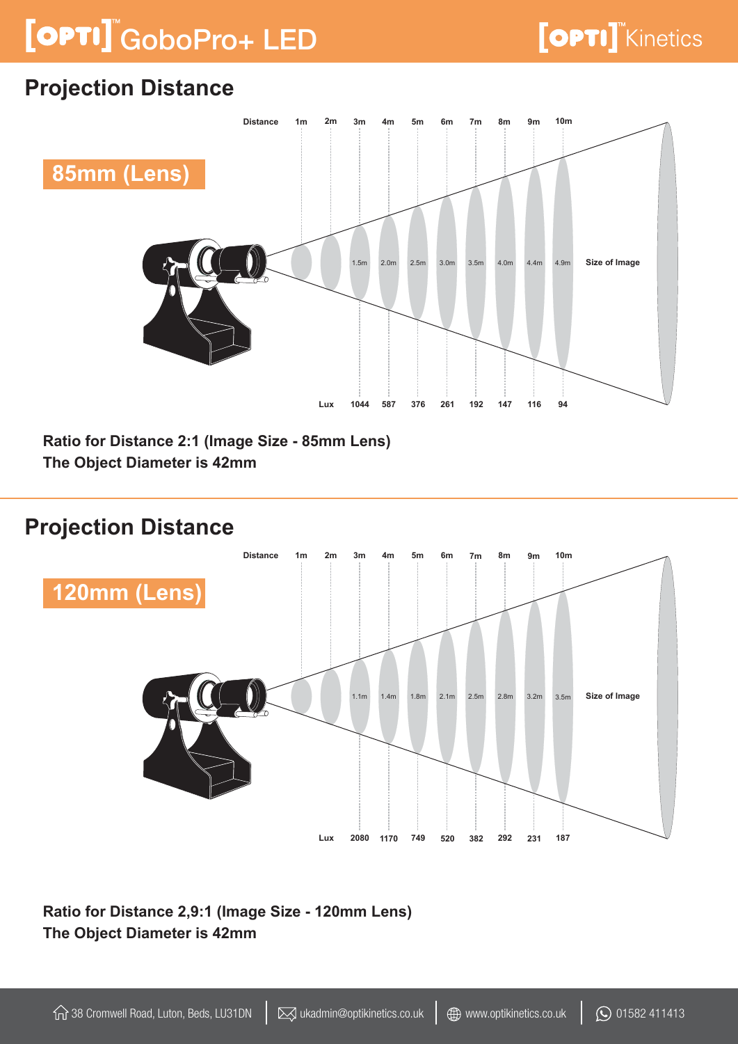# OPTI GoboPro+ LED

## Projection Distance

### 85mm (Lens)

| Distance | 1m | 2m | 3m | 4m | 5m | 6m | 7m | 8m | 9m | 10m |
|---|---|---|---|---|---|---|---|---|---|---|
| Size of Image | | | 1.5m | 2.0m | 2.5m | 3.0m | 3.5m | 4.0m | 4.4m | 4.9m |
| Lux | | | 1044 | 587 | 376 | 261 | 192 | 147 | 116 | 94 |

**Ratio for Distance 2:1 (Image Size - 85mm Lens)**
**The Object Diameter is 42mm**

## Projection Distance

### 120mm (Lens)

| Distance | 1m | 2m | 3m | 4m | 5m | 6m | 7m | 8m | 9m | 10m |
|---|---|---|---|---|---|---|---|---|---|---|
| Size of Image | | | 1.1m | 1.4m | 1.8m | 2.1m | 2.5m | 2.8m | 3.2m | 3.5m |
| Lux | | | 2080 | 1170 | 749 | 520 | 382 | 292 | 231 | 187 |

**Ratio for Distance 2,9:1 (Image Size - 120mm Lens)**
**The Object Diameter is 42mm**

38 Cromwell Road, Luton, Beds, LU31DN | ukadmin@optikinetics.co.uk | www.optikinetics.co.uk | 01582 411413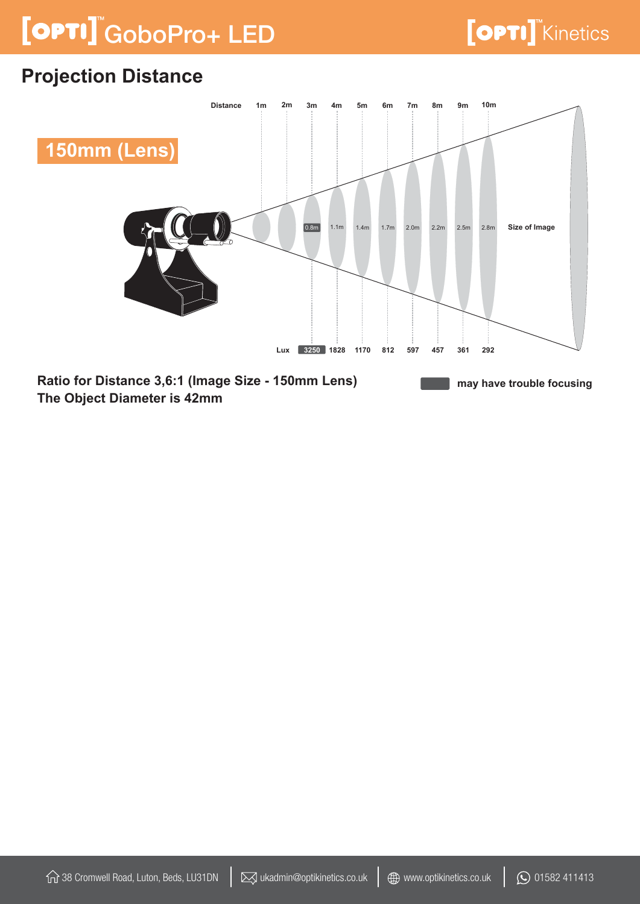# GoboPro+ LED

## Projection Distance

**150mm (Lens)**

Distance 1m 2m 3m 4m 5m 6m 7m 8m 9m 10m

0.8m 1.1m 1.4m 1.7m 2.0m 2.2m 2.5m 2.8m Size of Image

Lux 3250 1828 1170 812 597 457 361 292

**Ratio for Distance 3,6:1 (Image Size - 150mm Lens)**
**The Object Diameter is 42mm**

**may have trouble focusing**